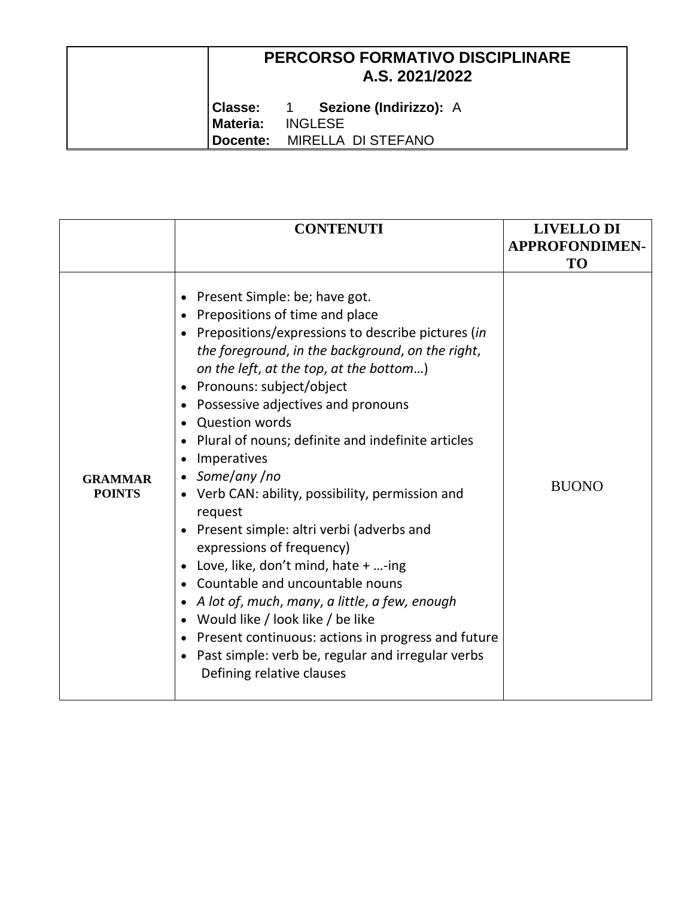| | **PERCORSO FORMATIVO DISCIPLINARE A.S. 2021/2022**<br><br>**Classe:** 1 **Sezione (Indirizzo):** A<br>**Materia:** INGLESE<br>**Docente:** MIRELLA DI STEFANO |
|---|---|

| | **CONTENUTI** | **LIVELLO DI APPROFONDIMEN-TO** |
|---|---|---|
| **GRAMMAR POINTS** | • Present Simple: be; have got.<br>• Prepositions of time and place<br>• Prepositions/expressions to describe pictures (*in the foreground*, *in the background*, *on the right*, *on the left*, *at the top*, *at the bottom*…)<br>• Pronouns: subject/object<br>• Possessive adjectives and pronouns<br>• Question words<br>• Plural of nouns; definite and indefinite articles<br>• Imperatives<br>• *Some*/*any* /*no*<br>• Verb CAN: ability, possibility, permission and request<br>• Present simple: altri verbi (adverbs and expressions of frequency)<br>• Love, like, don't mind, hate + …-ing<br>• Countable and uncountable nouns<br>• *A lot of*, *much*, *many*, *a little*, *a few, enough*<br>• Would like / look like / be like<br>• Present continuous: actions in progress and future<br>• Past simple: verb be, regular and irregular verbs<br>Defining relative clauses | BUONO |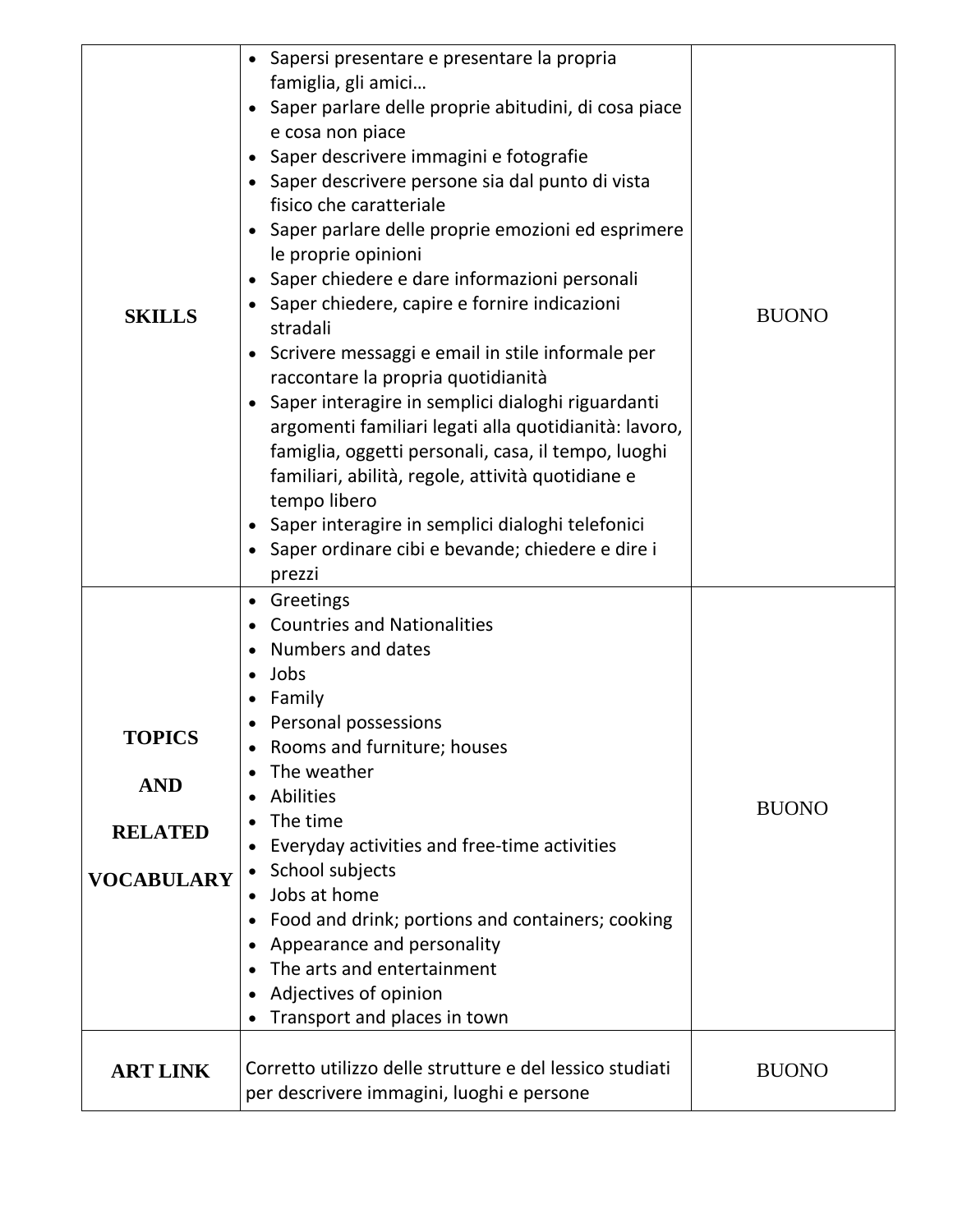| | | |
|---|---|---|
| **SKILLS** | • Sapersi presentare e presentare la propria famiglia, gli amici…<br>• Saper parlare delle proprie abitudini, di cosa piace e cosa non piace<br>• Saper descrivere immagini e fotografie<br>• Saper descrivere persone sia dal punto di vista fisico che caratteriale<br>• Saper parlare delle proprie emozioni ed esprimere le proprie opinioni<br>• Saper chiedere e dare informazioni personali<br>• Saper chiedere, capire e fornire indicazioni stradali<br>• Scrivere messaggi e email in stile informale per raccontare la propria quotidianità<br>• Saper interagire in semplici dialoghi riguardanti argomenti familiari legati alla quotidianità: lavoro, famiglia, oggetti personali, casa, il tempo, luoghi familiari, abilità, regole, attività quotidiane e tempo libero<br>• Saper interagire in semplici dialoghi telefonici<br>• Saper ordinare cibi e bevande; chiedere e dire i prezzi | BUONO |
| **TOPICS AND RELATED VOCABULARY** | • Greetings<br>• Countries and Nationalities<br>• Numbers and dates<br>• Jobs<br>• Family<br>• Personal possessions<br>• Rooms and furniture; houses<br>• The weather<br>• Abilities<br>• The time<br>• Everyday activities and free-time activities<br>• School subjects<br>• Jobs at home<br>• Food and drink; portions and containers; cooking<br>• Appearance and personality<br>• The arts and entertainment<br>• Adjectives of opinion<br>• Transport and places in town | BUONO |
| **ART LINK** | Corretto utilizzo delle strutture e del lessico studiati per descrivere immagini, luoghi e persone | BUONO |